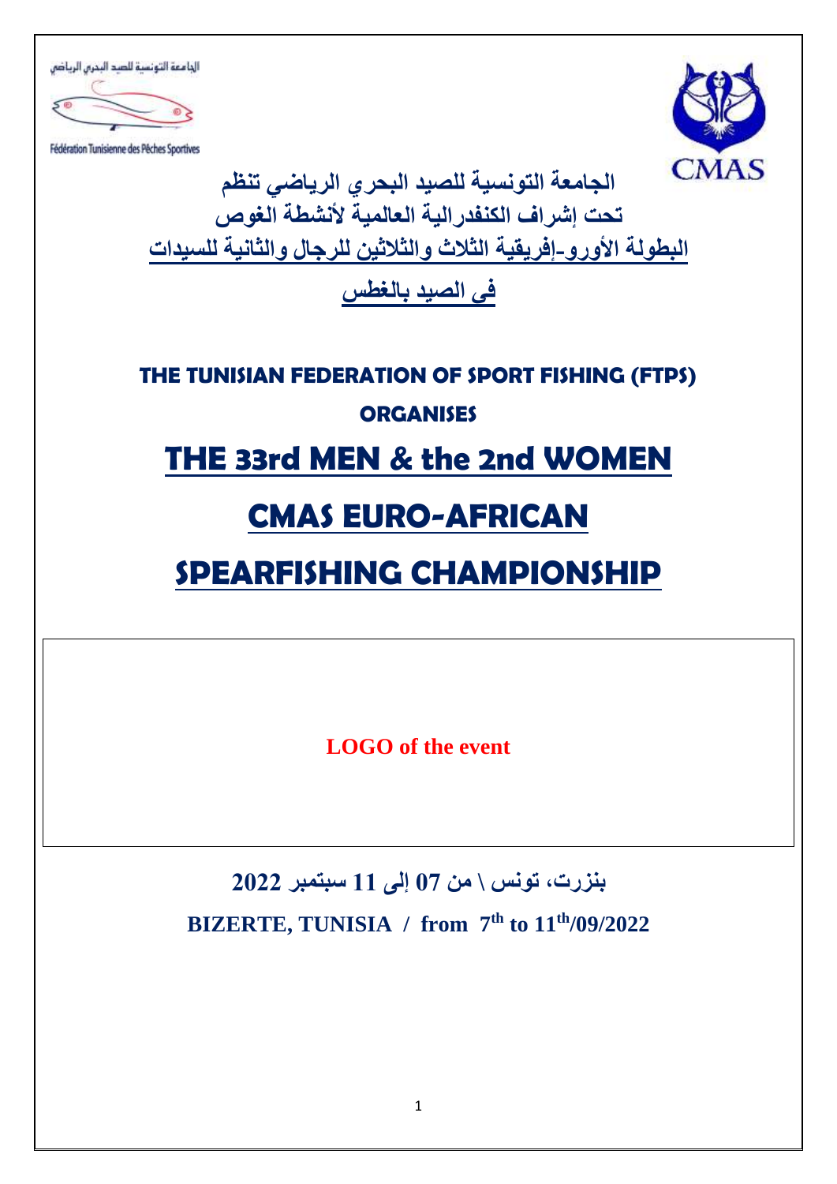الجامعة التونسية للصيد البحري الرياضي

Fédération Tunisienne des Pêches Sportives

CMAS

**الجامعة التونسية للصيد البحري الرياضي تنظم**
**تحت إشراف الكنفدرالية العالمية لأنشطة الغوص**
**البطولة الأورو-إفريقية الثلاث والثلاثين للرجال والثانية للسيدات**

**في الصيد بالغطس**

**THE TUNISIAN FEDERATION OF SPORT FISHING (FTPS)**

**ORGANISES**

# THE 33rd MEN & the 2nd WOMEN

# CMAS EURO-AFRICAN

# SPEARFISHING CHAMPIONSHIP

**LOGO of the event**

**بنزرت، تونس \ من 07 إلى 11 سبتمبر 2022**

**BIZERTE, TUNISIA / from 7th to 11th/09/2022**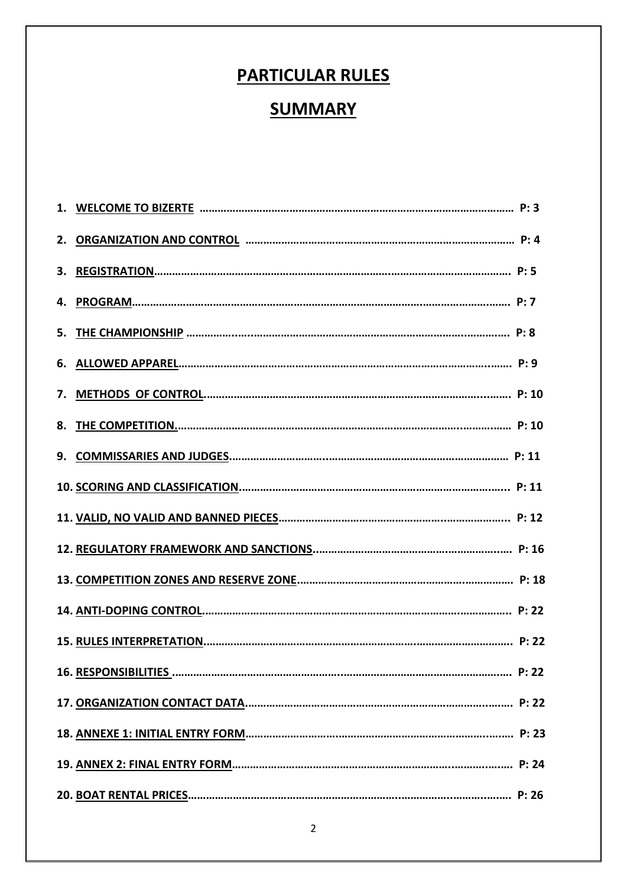# PARTICULAR RULES

## SUMMARY

1. WELCOME TO BIZERTE ........................................ P: 3
2. ORGANIZATION AND CONTROL ........................................ P: 4
3. REGISTRATION........................................ P: 5
4. PROGRAM........................................ P: 7
5. THE CHAMPIONSHIP ........................................ P: 8
6. ALLOWED APPAREL........................................ P: 9
7. METHODS OF CONTROL........................................ P: 10
8. THE COMPETITION........................................ P: 10
9. COMMISSARIES AND JUDGES........................................ P: 11
10. SCORING AND CLASSIFICATION........................................ P: 11
11. VALID, NO VALID AND BANNED PIECES........................................ P: 12
12. REGULATORY FRAMEWORK AND SANCTIONS........................................ P: 16
13. COMPETITION ZONES AND RESERVE ZONE........................................ P: 18
14. ANTI-DOPING CONTROL........................................ P: 22
15. RULES INTERPRETATION........................................ P: 22
16. RESPONSIBILITIES ........................................ P: 22
17. ORGANIZATION CONTACT DATA........................................ P: 22
18. ANNEXE 1: INITIAL ENTRY FORM........................................ P: 23
19. ANNEX 2: FINAL ENTRY FORM........................................ P: 24
20. BOAT RENTAL PRICES........................................ P: 26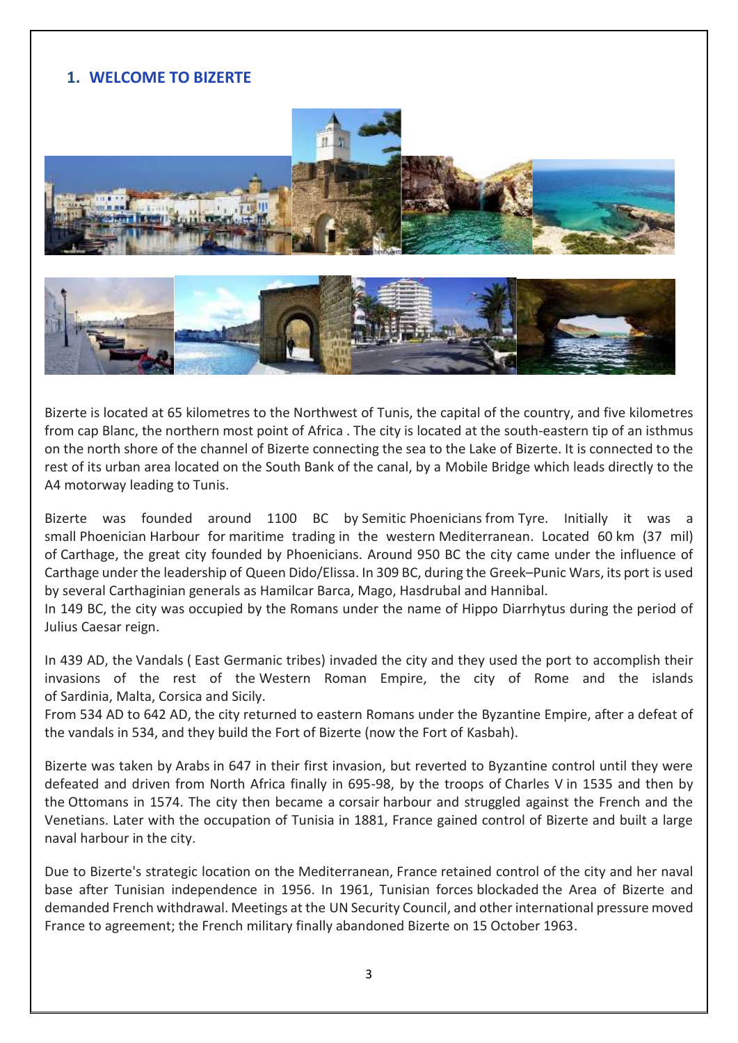## 1. WELCOME TO BIZERTE

Bizerte is located at 65 kilometres to the Northwest of Tunis, the capital of the country, and five kilometres from cap Blanc, the northern most point of Africa . The city is located at the south-eastern tip of an isthmus on the north shore of the channel of Bizerte connecting the sea to the Lake of Bizerte. It is connected to the rest of its urban area located on the South Bank of the canal, by a Mobile Bridge which leads directly to the A4 motorway leading to Tunis.

Bizerte was founded around 1100 BC by Semitic Phoenicians from Tyre. Initially it was a small Phoenician Harbour for maritime trading in the western Mediterranean. Located 60 km (37 mil) of Carthage, the great city founded by Phoenicians. Around 950 BC the city came under the influence of Carthage under the leadership of Queen Dido/Elissa. In 309 BC, during the Greek–Punic Wars, its port is used by several Carthaginian generals as Hamilcar Barca, Mago, Hasdrubal and Hannibal.
In 149 BC, the city was occupied by the Romans under the name of Hippo Diarrhytus during the period of Julius Caesar reign.

In 439 AD, the Vandals ( East Germanic tribes) invaded the city and they used the port to accomplish their invasions of the rest of the Western Roman Empire, the city of Rome and the islands of Sardinia, Malta, Corsica and Sicily.
From 534 AD to 642 AD, the city returned to eastern Romans under the Byzantine Empire, after a defeat of the vandals in 534, and they build the Fort of Bizerte (now the Fort of Kasbah).

Bizerte was taken by Arabs in 647 in their first invasion, but reverted to Byzantine control until they were defeated and driven from North Africa finally in 695-98, by the troops of Charles V in 1535 and then by the Ottomans in 1574. The city then became a corsair harbour and struggled against the French and the Venetians. Later with the occupation of Tunisia in 1881, France gained control of Bizerte and built a large naval harbour in the city.

Due to Bizerte's strategic location on the Mediterranean, France retained control of the city and her naval base after Tunisian independence in 1956. In 1961, Tunisian forces blockaded the Area of Bizerte and demanded French withdrawal. Meetings at the UN Security Council, and other international pressure moved France to agreement; the French military finally abandoned Bizerte on 15 October 1963.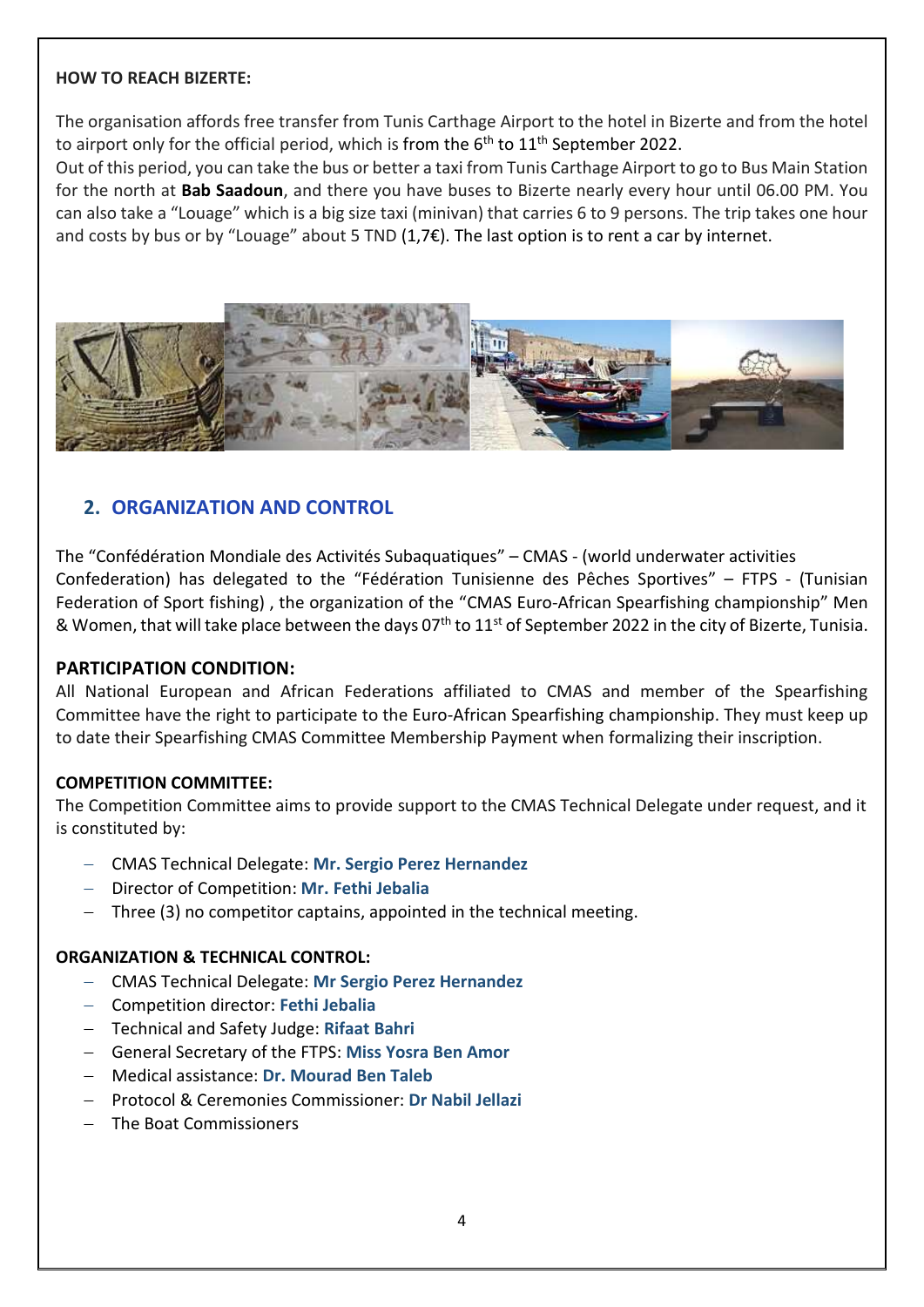**HOW TO REACH BIZERTE:**

The organisation affords free transfer from Tunis Carthage Airport to the hotel in Bizerte and from the hotel to airport only for the official period, which is from the 6th to 11th September 2022.
Out of this period, you can take the bus or better a taxi from Tunis Carthage Airport to go to Bus Main Station for the north at **Bab Saadoun**, and there you have buses to Bizerte nearly every hour until 06.00 PM. You can also take a "Louage" which is a big size taxi (minivan) that carries 6 to 9 persons. The trip takes one hour and costs by bus or by "Louage" about 5 TND (1,7€). The last option is to rent a car by internet.

## 2. ORGANIZATION AND CONTROL

The "Confédération Mondiale des Activités Subaquatiques" – CMAS - (world underwater activities Confederation) has delegated to the "Fédération Tunisienne des Pêches Sportives" – FTPS - (Tunisian Federation of Sport fishing) , the organization of the "CMAS Euro-African Spearfishing championship" Men & Women, that will take place between the days 07th to 11st of September 2022 in the city of Bizerte, Tunisia.

**PARTICIPATION CONDITION:**
All National European and African Federations affiliated to CMAS and member of the Spearfishing Committee have the right to participate to the Euro-African Spearfishing championship. They must keep up to date their Spearfishing CMAS Committee Membership Payment when formalizing their inscription.

**COMPETITION COMMITTEE:**
The Competition Committee aims to provide support to the CMAS Technical Delegate under request, and it is constituted by:

- CMAS Technical Delegate: **Mr. Sergio Perez Hernandez**
- Director of Competition: **Mr. Fethi Jebalia**
- Three (3) no competitor captains, appointed in the technical meeting.

**ORGANIZATION & TECHNICAL CONTROL:**

- CMAS Technical Delegate: **Mr Sergio Perez Hernandez**
- Competition director: **Fethi Jebalia**
- Technical and Safety Judge: **Rifaat Bahri**
- General Secretary of the FTPS: **Miss Yosra Ben Amor**
- Medical assistance: **Dr. Mourad Ben Taleb**
- Protocol & Ceremonies Commissioner: **Dr Nabil Jellazi**
- The Boat Commissioners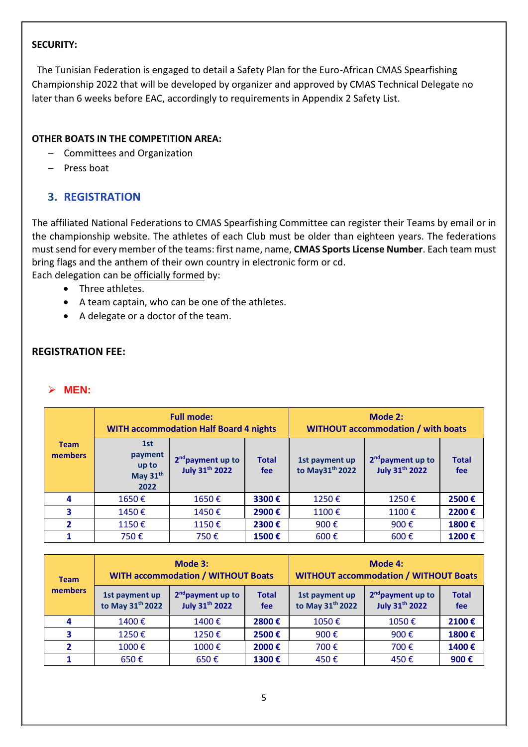**SECURITY:**

The Tunisian Federation is engaged to detail a Safety Plan for the Euro-African CMAS Spearfishing Championship 2022 that will be developed by organizer and approved by CMAS Technical Delegate no later than 6 weeks before EAC, accordingly to requirements in Appendix 2 Safety List.

**OTHER BOATS IN THE COMPETITION AREA:**

- Committees and Organization
- Press boat

## 3. REGISTRATION

The affiliated National Federations to CMAS Spearfishing Committee can register their Teams by email or in the championship website. The athletes of each Club must be older than eighteen years. The federations must send for every member of the teams: first name, name, **CMAS Sports License Number**. Each team must bring flags and the anthem of their own country in electronic form or cd.
Each delegation can be officially formed by:

- Three athletes.
- A team captain, who can be one of the athletes.
- A delegate or a doctor of the team.

**REGISTRATION FEE:**

### MEN:

| Team members | Full mode: WITH accommodation Half Board 4 nights | | | Mode 2: WITHOUT accommodation / with boats | | |
|---|---|---|---|---|---|---|
| | 1st payment up to May 31th 2022 | 2nd payment up to July 31th 2022 | Total fee | 1st payment up to May31th 2022 | 2nd payment up to July 31th 2022 | Total fee |
| **4** | 1650 € | 1650 € | **3300 €** | 1250 € | 1250 € | **2500 €** |
| **3** | 1450 € | 1450 € | **2900 €** | 1100 € | 1100 € | **2200 €** |
| **2** | 1150 € | 1150 € | **2300 €** | 900 € | 900 € | **1800 €** |
| **1** | 750 € | 750 € | **1500 €** | 600 € | 600 € | **1200 €** |

| Team members | Mode 3: WITH accommodation / WITHOUT Boats | | | Mode 4: WITHOUT accommodation / WITHOUT Boats | | |
|---|---|---|---|---|---|---|
| | 1st payment up to May 31th 2022 | 2nd payment up to July 31th 2022 | Total fee | 1st payment up to May 31th 2022 | 2nd payment up to July 31th 2022 | Total fee |
| **4** | 1400 € | 1400 € | **2800 €** | 1050 € | 1050 € | **2100 €** |
| **3** | 1250 € | 1250 € | **2500 €** | 900 € | 900 € | **1800 €** |
| **2** | 1000 € | 1000 € | **2000 €** | 700 € | 700 € | **1400 €** |
| **1** | 650 € | 650 € | **1300 €** | 450 € | 450 € | **900 €** |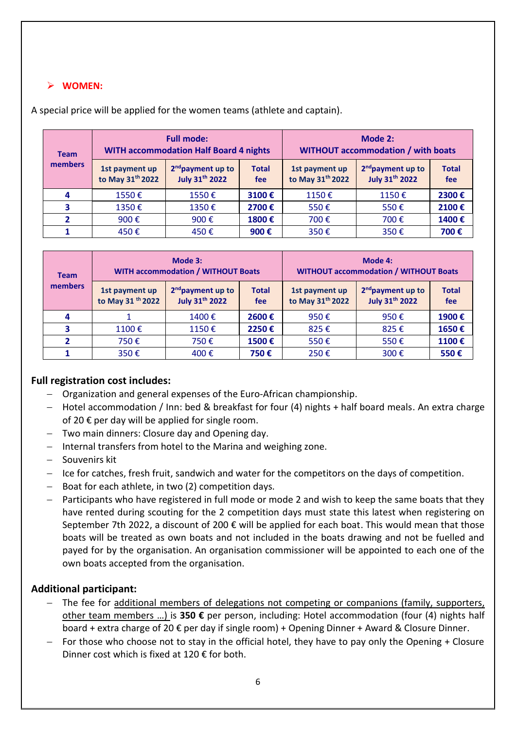- **WOMEN:**

A special price will be applied for the women teams (athlete and captain).

| Team members | Full mode: WITH accommodation Half Board 4 nights | | | Mode 2: WITHOUT accommodation / with boats | | |
|---|---|---|---|---|---|---|
| | 1st payment up to May 31th 2022 | 2nd payment up to July 31th 2022 | Total fee | 1st payment up to May 31th 2022 | 2nd payment up to July 31th 2022 | Total fee |
| **4** | 1550 € | 1550 € | **3100 €** | 1150 € | 1150 € | **2300 €** |
| **3** | 1350 € | 1350 € | **2700 €** | 550 € | 550 € | **2100 €** |
| **2** | 900 € | 900 € | **1800 €** | 700 € | 700 € | **1400 €** |
| **1** | 450 € | 450 € | **900 €** | 350 € | 350 € | **700 €** |

| Team members | Mode 3: WITH accommodation / WITHOUT Boats | | | Mode 4: WITHOUT accommodation / WITHOUT Boats | | |
|---|---|---|---|---|---|---|
| | 1st payment up to May 31 th 2022 | 2nd payment up to July 31th 2022 | Total fee | 1st payment up to May 31th 2022 | 2nd payment up to July 31th 2022 | Total fee |
| **4** | 1 | 1400 € | **2600 €** | 950 € | 950 € | **1900 €** |
| **3** | 1100 € | 1150 € | **2250 €** | 825 € | 825 € | **1650 €** |
| **2** | 750 € | 750 € | **1500 €** | 550 € | 550 € | **1100 €** |
| **1** | 350 € | 400 € | **750 €** | 250 € | 300 € | **550 €** |

**Full registration cost includes:**

- Organization and general expenses of the Euro-African championship.
- Hotel accommodation / Inn: bed & breakfast for four (4) nights + half board meals. An extra charge of 20 € per day will be applied for single room.
- Two main dinners: Closure day and Opening day.
- Internal transfers from hotel to the Marina and weighing zone.
- Souvenirs kit
- Ice for catches, fresh fruit, sandwich and water for the competitors on the days of competition.
- Boat for each athlete, in two (2) competition days.
- Participants who have registered in full mode or mode 2 and wish to keep the same boats that they have rented during scouting for the 2 competition days must state this latest when registering on September 7th 2022, a discount of 200 € will be applied for each boat. This would mean that those boats will be treated as own boats and not included in the boats drawing and not be fuelled and payed for by the organisation. An organisation commissioner will be appointed to each one of the own boats accepted from the organisation.

**Additional participant:**

- The fee for additional members of delegations not competing or companions (family, supporters, other team members …) is **350 €** per person, including: Hotel accommodation (four (4) nights half board + extra charge of 20 € per day if single room) + Opening Dinner + Award & Closure Dinner.
- For those who choose not to stay in the official hotel, they have to pay only the Opening + Closure Dinner cost which is fixed at 120 € for both.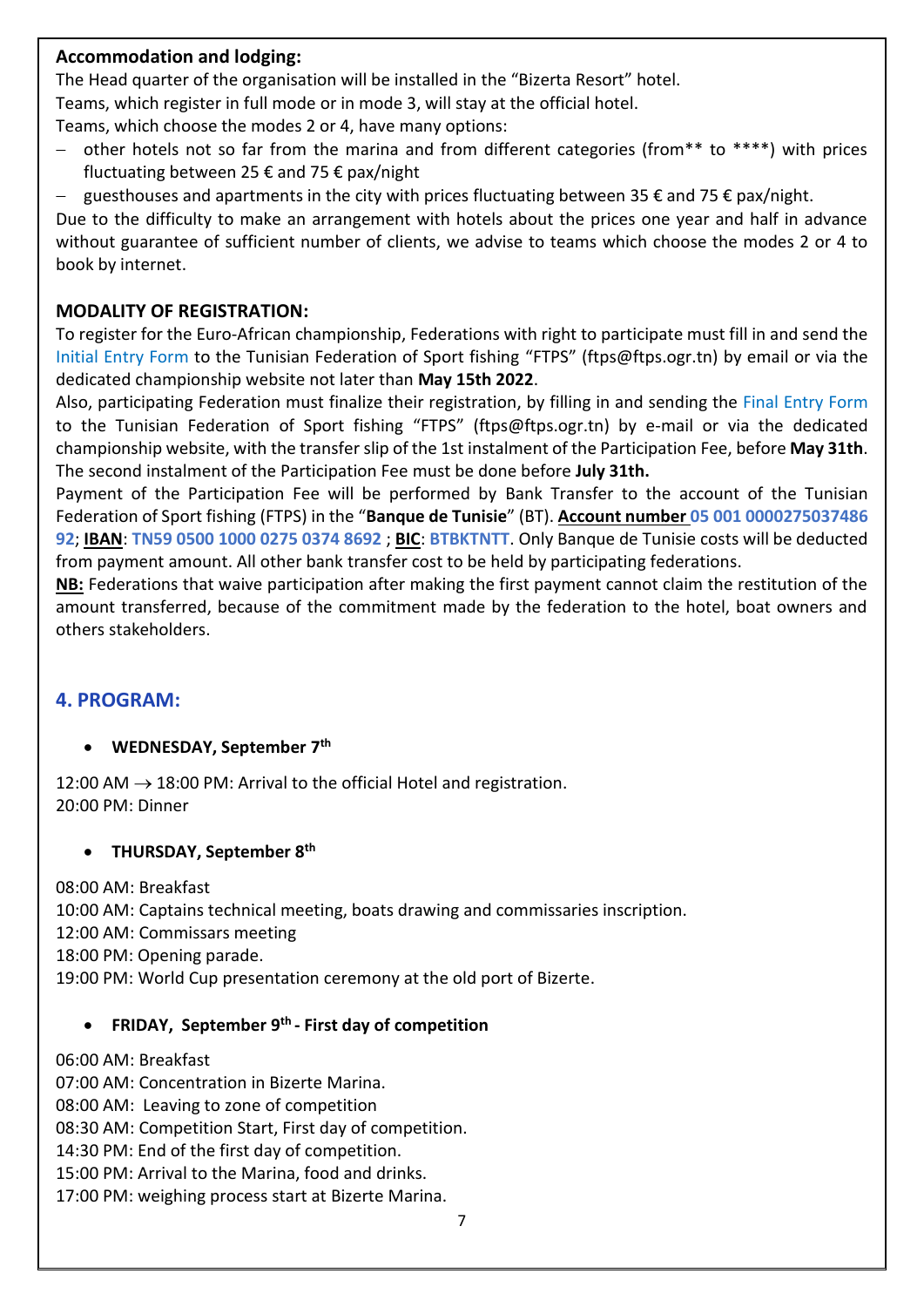**Accommodation and lodging:**

The Head quarter of the organisation will be installed in the "Bizerta Resort" hotel.

Teams, which register in full mode or in mode 3, will stay at the official hotel.

Teams, which choose the modes 2 or 4, have many options:

- other hotels not so far from the marina and from different categories (from** to ****) with prices fluctuating between 25 € and 75 € pax/night
- guesthouses and apartments in the city with prices fluctuating between 35 € and 75 € pax/night.

Due to the difficulty to make an arrangement with hotels about the prices one year and half in advance without guarantee of sufficient number of clients, we advise to teams which choose the modes 2 or 4 to book by internet.

**MODALITY OF REGISTRATION:**

To register for the Euro-African championship, Federations with right to participate must fill in and send the Initial Entry Form to the Tunisian Federation of Sport fishing "FTPS" (ftps@ftps.ogr.tn) by email or via the dedicated championship website not later than **May 15th 2022**.

Also, participating Federation must finalize their registration, by filling in and sending the Final Entry Form to the Tunisian Federation of Sport fishing "FTPS" (ftps@ftps.ogr.tn) by e-mail or via the dedicated championship website, with the transfer slip of the 1st instalment of the Participation Fee, before **May 31th**. The second instalment of the Participation Fee must be done before **July 31th.**

Payment of the Participation Fee will be performed by Bank Transfer to the account of the Tunisian Federation of Sport fishing (FTPS) in the "**Banque de Tunisie**" (BT). **Account number 05 001 0000275037486 92**; **IBAN**: **TN59 0500 1000 0275 0374 8692** ; **BIC**: **BTBKTNTT**. Only Banque de Tunisie costs will be deducted from payment amount. All other bank transfer cost to be held by participating federations.

**NB:** Federations that waive participation after making the first payment cannot claim the restitution of the amount transferred, because of the commitment made by the federation to the hotel, boat owners and others stakeholders.

## 4. PROGRAM:

- **WEDNESDAY, September 7th**

12:00 AM → 18:00 PM: Arrival to the official Hotel and registration.
20:00 PM: Dinner

- **THURSDAY, September 8th**

08:00 AM: Breakfast
10:00 AM: Captains technical meeting, boats drawing and commissaries inscription.
12:00 AM: Commissars meeting
18:00 PM: Opening parade.
19:00 PM: World Cup presentation ceremony at the old port of Bizerte.

- **FRIDAY, September 9th - First day of competition**

06:00 AM: Breakfast
07:00 AM: Concentration in Bizerte Marina.
08:00 AM: Leaving to zone of competition
08:30 AM: Competition Start, First day of competition.
14:30 PM: End of the first day of competition.
15:00 PM: Arrival to the Marina, food and drinks.
17:00 PM: weighing process start at Bizerte Marina.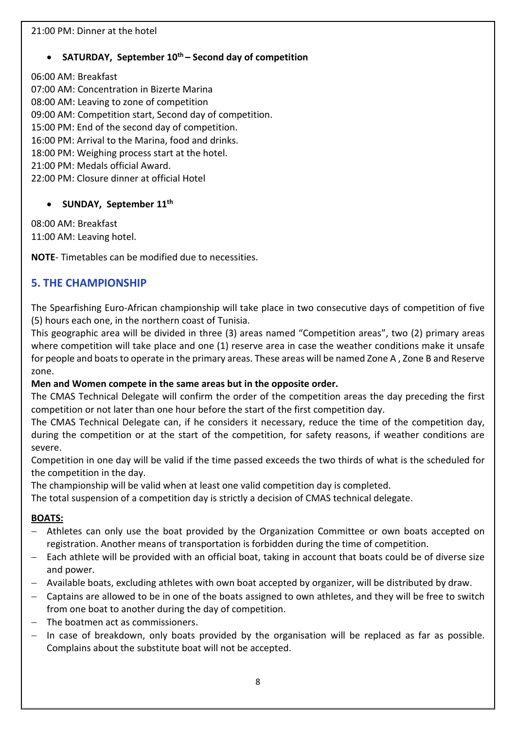21:00 PM: Dinner at the hotel

- **SATURDAY, September 10th – Second day of competition**

06:00 AM: Breakfast
07:00 AM: Concentration in Bizerte Marina
08:00 AM: Leaving to zone of competition
09:00 AM: Competition start, Second day of competition.
15:00 PM: End of the second day of competition.
16:00 PM: Arrival to the Marina, food and drinks.
18:00 PM: Weighing process start at the hotel.
21:00 PM: Medals official Award.
22:00 PM: Closure dinner at official Hotel

- **SUNDAY, September 11th**

08:00 AM: Breakfast
11:00 AM: Leaving hotel.

**NOTE**- Timetables can be modified due to necessities.

## 5. THE CHAMPIONSHIP

The Spearfishing Euro-African championship will take place in two consecutive days of competition of five (5) hours each one, in the northern coast of Tunisia.
This geographic area will be divided in three (3) areas named "Competition areas", two (2) primary areas where competition will take place and one (1) reserve area in case the weather conditions make it unsafe for people and boats to operate in the primary areas. These areas will be named Zone A , Zone B and Reserve zone.
**Men and Women compete in the same areas but in the opposite order.**
The CMAS Technical Delegate will confirm the order of the competition areas the day preceding the first competition or not later than one hour before the start of the first competition day.
The CMAS Technical Delegate can, if he considers it necessary, reduce the time of the competition day, during the competition or at the start of the competition, for safety reasons, if weather conditions are severe.
Competition in one day will be valid if the time passed exceeds the two thirds of what is the scheduled for the competition in the day.
The championship will be valid when at least one valid competition day is completed.
The total suspension of a competition day is strictly a decision of CMAS technical delegate.

**BOATS:**

- Athletes can only use the boat provided by the Organization Committee or own boats accepted on registration. Another means of transportation is forbidden during the time of competition.
- Each athlete will be provided with an official boat, taking in account that boats could be of diverse size and power.
- Available boats, excluding athletes with own boat accepted by organizer, will be distributed by draw.
- Captains are allowed to be in one of the boats assigned to own athletes, and they will be free to switch from one boat to another during the day of competition.
- The boatmen act as commissioners.
- In case of breakdown, only boats provided by the organisation will be replaced as far as possible. Complains about the substitute boat will not be accepted.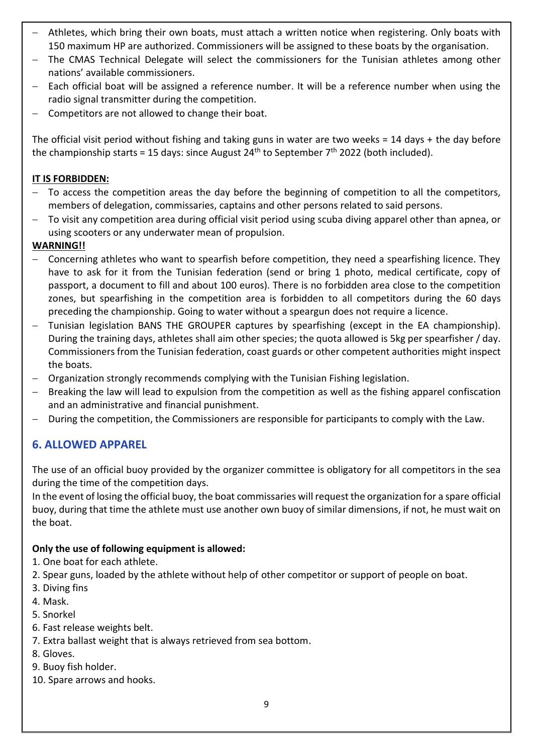- Athletes, which bring their own boats, must attach a written notice when registering. Only boats with 150 maximum HP are authorized. Commissioners will be assigned to these boats by the organisation.
- The CMAS Technical Delegate will select the commissioners for the Tunisian athletes among other nations' available commissioners.
- Each official boat will be assigned a reference number. It will be a reference number when using the radio signal transmitter during the competition.
- Competitors are not allowed to change their boat.

The official visit period without fishing and taking guns in water are two weeks = 14 days + the day before the championship starts = 15 days: since August 24th to September 7th 2022 (both included).

**IT IS FORBIDDEN:**

- To access the competition areas the day before the beginning of competition to all the competitors, members of delegation, commissaries, captains and other persons related to said persons.
- To visit any competition area during official visit period using scuba diving apparel other than apnea, or using scooters or any underwater mean of propulsion.

**WARNING!!**

- Concerning athletes who want to spearfish before competition, they need a spearfishing licence. They have to ask for it from the Tunisian federation (send or bring 1 photo, medical certificate, copy of passport, a document to fill and about 100 euros). There is no forbidden area close to the competition zones, but spearfishing in the competition area is forbidden to all competitors during the 60 days preceding the championship. Going to water without a speargun does not require a licence.
- Tunisian legislation BANS THE GROUPER captures by spearfishing (except in the EA championship). During the training days, athletes shall aim other species; the quota allowed is 5kg per spearfisher / day. Commissioners from the Tunisian federation, coast guards or other competent authorities might inspect the boats.
- Organization strongly recommends complying with the Tunisian Fishing legislation.
- Breaking the law will lead to expulsion from the competition as well as the fishing apparel confiscation and an administrative and financial punishment.
- During the competition, the Commissioners are responsible for participants to comply with the Law.

## 6. ALLOWED APPAREL

The use of an official buoy provided by the organizer committee is obligatory for all competitors in the sea during the time of the competition days.

In the event of losing the official buoy, the boat commissaries will request the organization for a spare official buoy, during that time the athlete must use another own buoy of similar dimensions, if not, he must wait on the boat.

**Only the use of following equipment is allowed:**

1. One boat for each athlete.
2. Spear guns, loaded by the athlete without help of other competitor or support of people on boat.
3. Diving fins
4. Mask.
5. Snorkel
6. Fast release weights belt.
7. Extra ballast weight that is always retrieved from sea bottom.
8. Gloves.
9. Buoy fish holder.
10. Spare arrows and hooks.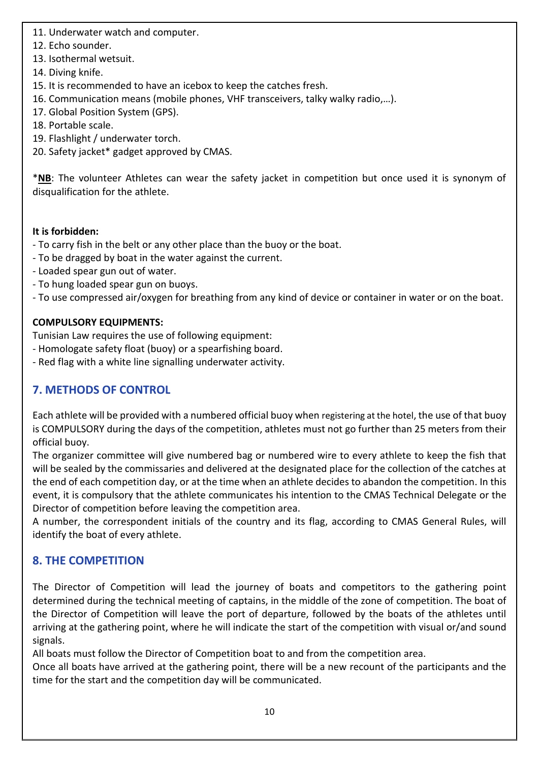11. Underwater watch and computer.
12. Echo sounder.
13. Isothermal wetsuit.
14. Diving knife.
15. It is recommended to have an icebox to keep the catches fresh.
16. Communication means (mobile phones, VHF transceivers, talky walky radio,…).
17. Global Position System (GPS).
18. Portable scale.
19. Flashlight / underwater torch.
20. Safety jacket* gadget approved by CMAS.

*__NB__: The volunteer Athletes can wear the safety jacket in competition but once used it is synonym of disqualification for the athlete.

**It is forbidden:**

- To carry fish in the belt or any other place than the buoy or the boat.
- To be dragged by boat in the water against the current.
- Loaded spear gun out of water.
- To hung loaded spear gun on buoys.
- To use compressed air/oxygen for breathing from any kind of device or container in water or on the boat.

**COMPULSORY EQUIPMENTS:**

Tunisian Law requires the use of following equipment:

- Homologate safety float (buoy) or a spearfishing board.
- Red flag with a white line signalling underwater activity.

## 7. METHODS OF CONTROL

Each athlete will be provided with a numbered official buoy when registering at the hotel, the use of that buoy is COMPULSORY during the days of the competition, athletes must not go further than 25 meters from their official buoy.

The organizer committee will give numbered bag or numbered wire to every athlete to keep the fish that will be sealed by the commissaries and delivered at the designated place for the collection of the catches at the end of each competition day, or at the time when an athlete decides to abandon the competition. In this event, it is compulsory that the athlete communicates his intention to the CMAS Technical Delegate or the Director of competition before leaving the competition area.

A number, the correspondent initials of the country and its flag, according to CMAS General Rules, will identify the boat of every athlete.

## 8. THE COMPETITION

The Director of Competition will lead the journey of boats and competitors to the gathering point determined during the technical meeting of captains, in the middle of the zone of competition. The boat of the Director of Competition will leave the port of departure, followed by the boats of the athletes until arriving at the gathering point, where he will indicate the start of the competition with visual or/and sound signals.

All boats must follow the Director of Competition boat to and from the competition area.

Once all boats have arrived at the gathering point, there will be a new recount of the participants and the time for the start and the competition day will be communicated.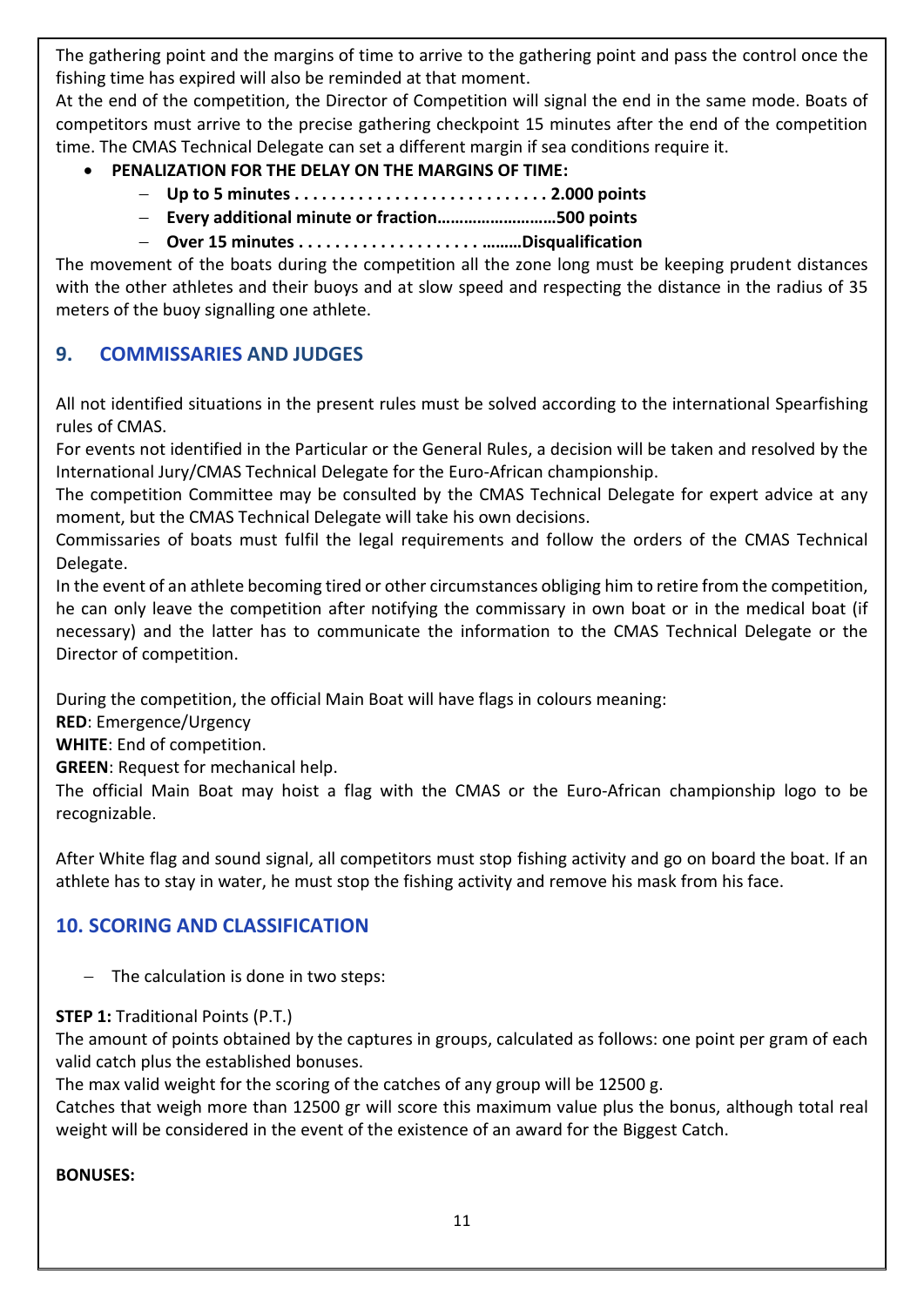The gathering point and the margins of time to arrive to the gathering point and pass the control once the fishing time has expired will also be reminded at that moment.
At the end of the competition, the Director of Competition will signal the end in the same mode. Boats of competitors must arrive to the precise gathering checkpoint 15 minutes after the end of the competition time. The CMAS Technical Delegate can set a different margin if sea conditions require it.

- **PENALIZATION FOR THE DELAY ON THE MARGINS OF TIME:**
  - **Up to 5 minutes . . . . . . . . . . . . . . . . . . . . . . . . . . . . 2.000 points**
  - **Every additional minute or fraction……………………..500 points**
  - **Over 15 minutes . . . . . . . . . . . . . . . . . . . . ………Disqualification**

The movement of the boats during the competition all the zone long must be keeping prudent distances with the other athletes and their buoys and at slow speed and respecting the distance in the radius of 35 meters of the buoy signalling one athlete.

## 9. COMMISSARIES AND JUDGES

All not identified situations in the present rules must be solved according to the international Spearfishing rules of CMAS.
For events not identified in the Particular or the General Rules, a decision will be taken and resolved by the International Jury/CMAS Technical Delegate for the Euro-African championship.
The competition Committee may be consulted by the CMAS Technical Delegate for expert advice at any moment, but the CMAS Technical Delegate will take his own decisions.
Commissaries of boats must fulfil the legal requirements and follow the orders of the CMAS Technical Delegate.
In the event of an athlete becoming tired or other circumstances obliging him to retire from the competition, he can only leave the competition after notifying the commissary in own boat or in the medical boat (if necessary) and the latter has to communicate the information to the CMAS Technical Delegate or the Director of competition.

During the competition, the official Main Boat will have flags in colours meaning:
**RED**: Emergence/Urgency
**WHITE**: End of competition.
**GREEN**: Request for mechanical help.
The official Main Boat may hoist a flag with the CMAS or the Euro-African championship logo to be recognizable.

After White flag and sound signal, all competitors must stop fishing activity and go on board the boat. If an athlete has to stay in water, he must stop the fishing activity and remove his mask from his face.

## 10. SCORING AND CLASSIFICATION

- The calculation is done in two steps:

**STEP 1:** Traditional Points (P.T.)
The amount of points obtained by the captures in groups, calculated as follows: one point per gram of each valid catch plus the established bonuses.
The max valid weight for the scoring of the catches of any group will be 12500 g.
Catches that weigh more than 12500 gr will score this maximum value plus the bonus, although total real weight will be considered in the event of the existence of an award for the Biggest Catch.

**BONUSES:**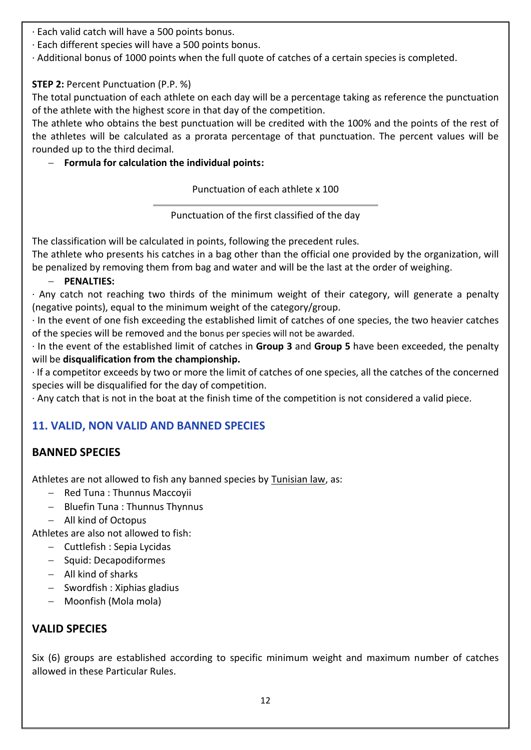· Each valid catch will have a 500 points bonus.
· Each different species will have a 500 points bonus.
· Additional bonus of 1000 points when the full quote of catches of a certain species is completed.

**STEP 2:** Percent Punctuation (P.P. %)

The total punctuation of each athlete on each day will be a percentage taking as reference the punctuation of the athlete with the highest score in that day of the competition.

The athlete who obtains the best punctuation will be credited with the 100% and the points of the rest of the athletes will be calculated as a prorata percentage of that punctuation. The percent values will be rounded up to the third decimal.

- **Formula for calculation the individual points:**

$$\frac{\text{Punctuation of each athlete} \times 100}{\text{Punctuation of the first classified of the day}}$$

The classification will be calculated in points, following the precedent rules.

The athlete who presents his catches in a bag other than the official one provided by the organization, will be penalized by removing them from bag and water and will be the last at the order of weighing.

- **PENALTIES:**

· Any catch not reaching two thirds of the minimum weight of their category, will generate a penalty (negative points), equal to the minimum weight of the category/group.

· In the event of one fish exceeding the established limit of catches of one species, the two heavier catches of the species will be removed and the bonus per species will not be awarded.

· In the event of the established limit of catches in **Group 3** and **Group 5** have been exceeded, the penalty will be **disqualification from the championship.**

· If a competitor exceeds by two or more the limit of catches of one species, all the catches of the concerned species will be disqualified for the day of competition.

· Any catch that is not in the boat at the finish time of the competition is not considered a valid piece.

## 11. VALID, NON VALID AND BANNED SPECIES

### BANNED SPECIES

Athletes are not allowed to fish any banned species by Tunisian law, as:

- Red Tuna : Thunnus Maccoyii
- Bluefin Tuna : Thunnus Thynnus
- All kind of Octopus

Athletes are also not allowed to fish:

- Cuttlefish : Sepia Lycidas
- Squid: Decapodiformes
- All kind of sharks
- Swordfish : Xiphias gladius
- Moonfish (Mola mola)

### VALID SPECIES

Six (6) groups are established according to specific minimum weight and maximum number of catches allowed in these Particular Rules.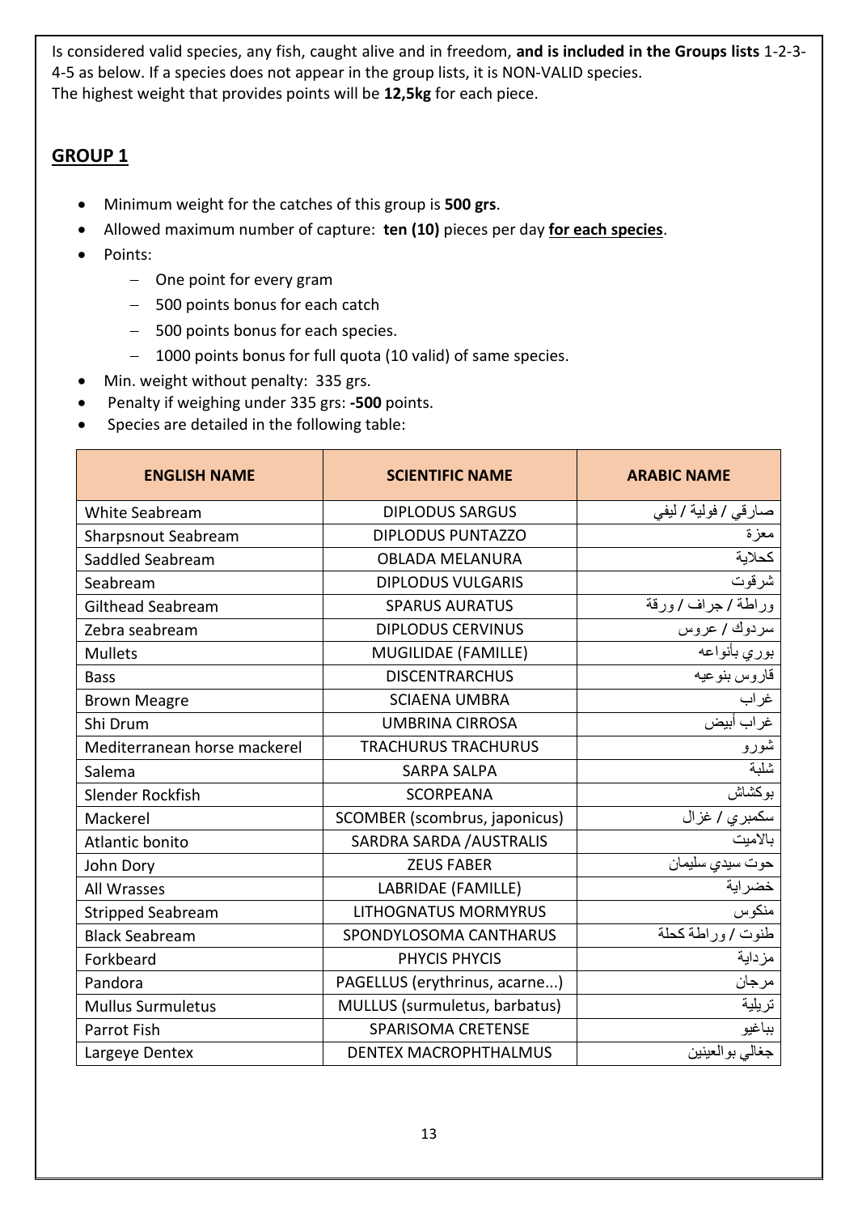Is considered valid species, any fish, caught alive and in freedom, **and is included in the Groups lists** 1-2-3-4-5 as below. If a species does not appear in the group lists, it is NON-VALID species.
The highest weight that provides points will be **12,5kg** for each piece.

## GROUP 1

- Minimum weight for the catches of this group is **500 grs**.
- Allowed maximum number of capture: **ten (10)** pieces per day **for each species**.
- Points:
  - One point for every gram
  - 500 points bonus for each catch
  - 500 points bonus for each species.
  - 1000 points bonus for full quota (10 valid) of same species.
- Min. weight without penalty: 335 grs.
- Penalty if weighing under 335 grs: **-500** points.
- Species are detailed in the following table:

| ENGLISH NAME | SCIENTIFIC NAME | ARABIC NAME |
|---|---|---|
| White Seabream | DIPLODUS SARGUS | صارقي / فولية / ليفي |
| Sharpsnout Seabream | DIPLODUS PUNTAZZO | معزة |
| Saddled Seabream | OBLADA MELANURA | كحلاية |
| Seabream | DIPLODUS VULGARIS | شرقوت |
| Gilthead Seabream | SPARUS AURATUS | وراطة / جراف / ورقة |
| Zebra seabream | DIPLODUS CERVINUS | سردوك / عروس |
| Mullets | MUGILIDAE (FAMILLE) | بوري بأنواعه |
| Bass | DISCENTRARCHUS | قاروس بنوعيه |
| Brown Meagre | SCIAENA UMBRA | غراب |
| Shi Drum | UMBRINA CIRROSA | غراب أبيض |
| Mediterranean horse mackerel | TRACHURUS TRACHURUS | شورو |
| Salema | SARPA SALPA | شلبة |
| Slender Rockfish | SCORPEANA | بوكشاش |
| Mackerel | SCOMBER (scombrus, japonicus) | سكمبري / غزال |
| Atlantic bonito | SARDRA SARDA /AUSTRALIS | بالاميت |
| John Dory | ZEUS FABER | حوت سيدي سليمان |
| All Wrasses | LABRIDAE (FAMILLE) | خضراية |
| Stripped Seabream | LITHOGNATUS MORMYRUS | منكوس |
| Black Seabream | SPONDYLOSOMA CANTHARUS | طنوت / وراطة كحلة |
| Forkbeard | PHYCIS PHYCIS | مزداية |
| Pandora | PAGELLUS (erythrinus, acarne...) | مرجان |
| Mullus Surmuletus | MULLUS (surmuletus, barbatus) | تريلية |
| Parrot Fish | SPARISOMA CRETENSE | بباغيو |
| Largeye Dentex | DENTEX MACROPHTHALMUS | جغالي بوالعينين |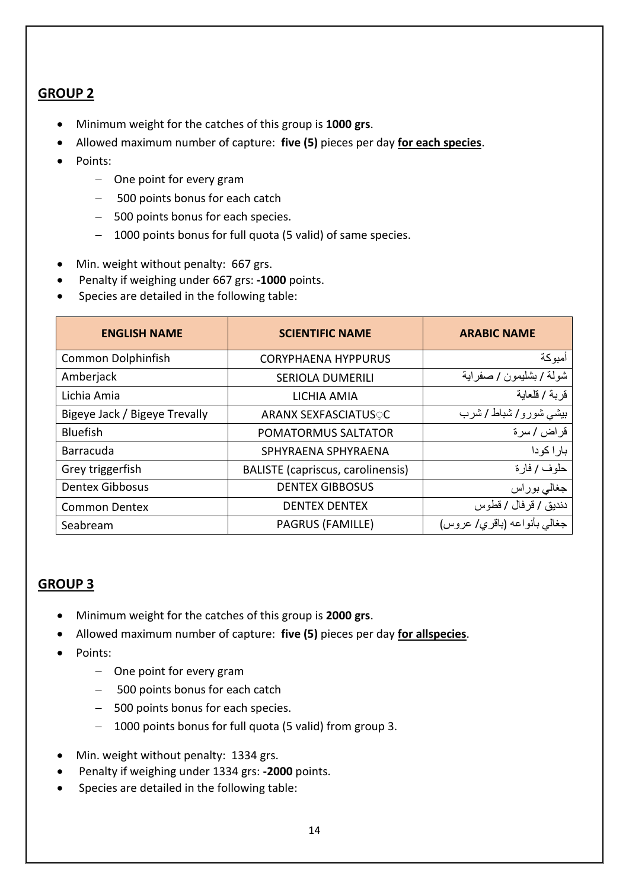## GROUP 2

- Minimum weight for the catches of this group is **1000 grs**.
- Allowed maximum number of capture: **five (5)** pieces per day **for each species**.
- Points:
  - One point for every gram
  - 500 points bonus for each catch
  - 500 points bonus for each species.
  - 1000 points bonus for full quota (5 valid) of same species.
- Min. weight without penalty: 667 grs.
- Penalty if weighing under 667 grs: **-1000** points.
- Species are detailed in the following table:

| ENGLISH NAME | SCIENTIFIC NAME | ARABIC NAME |
|---|---|---|
| Common Dolphinfish | CORYPHAENA HYPPURUS | أمبوكة |
| Amberjack | SERIOLA DUMERILI | شولة / بشليمون / صفراية |
| Lichia Amia | LICHIA AMIA | قربة / قلعاية |
| Bigeye Jack / Bigeye Trevally | ARANX SEXFASCIATUSꞔC | بيشي شورو / شباط / شرب |
| Bluefish | POMATORMUS SALTATOR | قراض / سرة |
| Barracuda | SPHYRAENA SPHYRAENA | بارا كودا |
| Grey triggerfish | BALISTE (capriscus, carolinensis) | حلوف / فارة |
| Dentex Gibbosus | DENTEX GIBBOSUS | جغالي بوراس |
| Common Dentex | DENTEX DENTEX | دنديق / قرفال / قطوس |
| Seabream | PAGRUS (FAMILLE) | جغالي بأنواعه (باقري/ عروس) |

## GROUP 3

- Minimum weight for the catches of this group is **2000 grs**.
- Allowed maximum number of capture: **five (5)** pieces per day **for allspecies**.
- Points:
  - One point for every gram
  - 500 points bonus for each catch
  - 500 points bonus for each species.
  - 1000 points bonus for full quota (5 valid) from group 3.
- Min. weight without penalty: 1334 grs.
- Penalty if weighing under 1334 grs: **-2000** points.
- Species are detailed in the following table: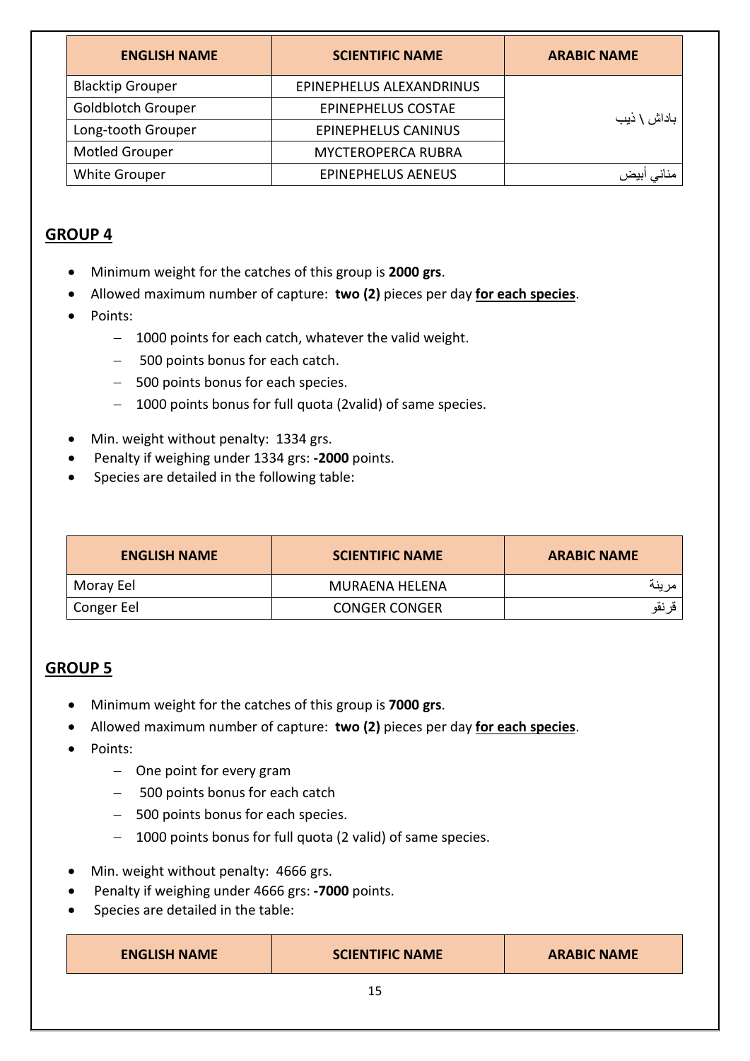| ENGLISH NAME | SCIENTIFIC NAME | ARABIC NAME |
|---|---|---|
| Blacktip Grouper | EPINEPHELUS ALEXANDRINUS | باداش \ ذيب |
| Goldblotch Grouper | EPINEPHELUS COSTAE | |
| Long-tooth Grouper | EPINEPHELUS CANINUS | |
| Motled Grouper | MYCTEROPERCA RUBRA | |
| White Grouper | EPINEPHELUS AENEUS | مناني أبيض |

## GROUP 4

- Minimum weight for the catches of this group is **2000 grs**.
- Allowed maximum number of capture: **two (2)** pieces per day **for each species**.
- Points:
  - 1000 points for each catch, whatever the valid weight.
  - 500 points bonus for each catch.
  - 500 points bonus for each species.
  - 1000 points bonus for full quota (2valid) of same species.
- Min. weight without penalty: 1334 grs.
- Penalty if weighing under 1334 grs: **-2000** points.
- Species are detailed in the following table:

| ENGLISH NAME | SCIENTIFIC NAME | ARABIC NAME |
|---|---|---|
| Moray Eel | MURAENA HELENA | مرينة |
| Conger Eel | CONGER CONGER | قرنقو |

## GROUP 5

- Minimum weight for the catches of this group is **7000 grs**.
- Allowed maximum number of capture: **two (2)** pieces per day **for each species**.
- Points:
  - One point for every gram
  - 500 points bonus for each catch
  - 500 points bonus for each species.
  - 1000 points bonus for full quota (2 valid) of same species.
- Min. weight without penalty: 4666 grs.
- Penalty if weighing under 4666 grs: **-7000** points.
- Species are detailed in the table:

| ENGLISH NAME | SCIENTIFIC NAME | ARABIC NAME |
|---|---|---|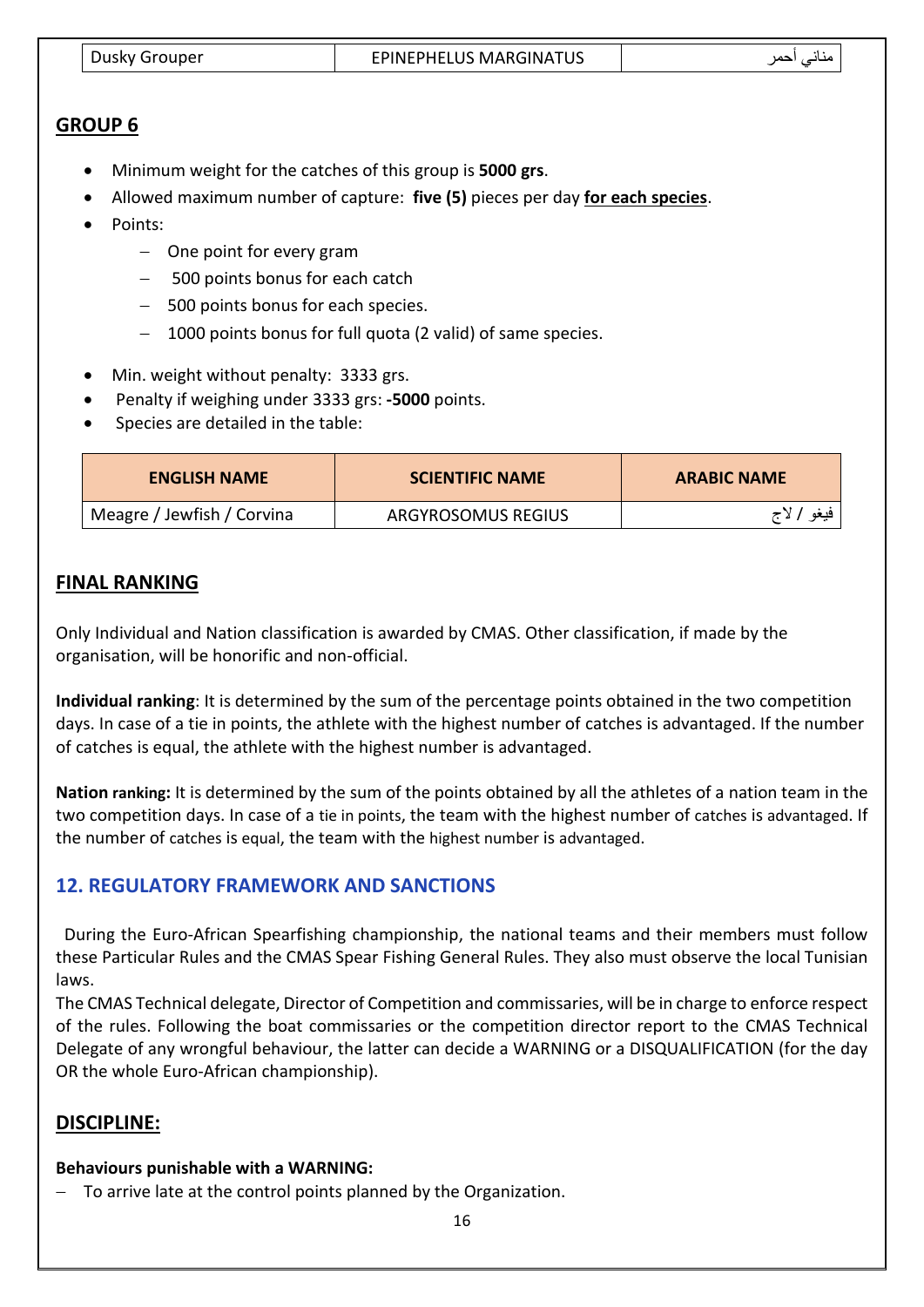| Dusky Grouper | EPINEPHELUS MARGINATUS | مناني أحمر |
|---|---|---|

## GROUP 6

- Minimum weight for the catches of this group is **5000 grs**.
- Allowed maximum number of capture: **five (5)** pieces per day **for each species**.
- Points:
  - One point for every gram
  - 500 points bonus for each catch
  - 500 points bonus for each species.
  - 1000 points bonus for full quota (2 valid) of same species.
- Min. weight without penalty: 3333 grs.
- Penalty if weighing under 3333 grs: **-5000** points.
- Species are detailed in the table:

| ENGLISH NAME | SCIENTIFIC NAME | ARABIC NAME |
|---|---|---|
| Meagre / Jewfish / Corvina | ARGYROSOMUS REGIUS | فيغو / لاج |

## FINAL RANKING

Only Individual and Nation classification is awarded by CMAS. Other classification, if made by the organisation, will be honorific and non-official.

**Individual ranking**: It is determined by the sum of the percentage points obtained in the two competition days. In case of a tie in points, the athlete with the highest number of catches is advantaged. If the number of catches is equal, the athlete with the highest number is advantaged.

**Nation ranking:** It is determined by the sum of the points obtained by all the athletes of a nation team in the two competition days. In case of a tie in points, the team with the highest number of catches is advantaged. If the number of catches is equal, the team with the highest number is advantaged.

## 12. REGULATORY FRAMEWORK AND SANCTIONS

During the Euro-African Spearfishing championship, the national teams and their members must follow these Particular Rules and the CMAS Spear Fishing General Rules. They also must observe the local Tunisian laws.
The CMAS Technical delegate, Director of Competition and commissaries, will be in charge to enforce respect of the rules. Following the boat commissaries or the competition director report to the CMAS Technical Delegate of any wrongful behaviour, the latter can decide a WARNING or a DISQUALIFICATION (for the day OR the whole Euro-African championship).

## DISCIPLINE:

**Behaviours punishable with a WARNING:**

- To arrive late at the control points planned by the Organization.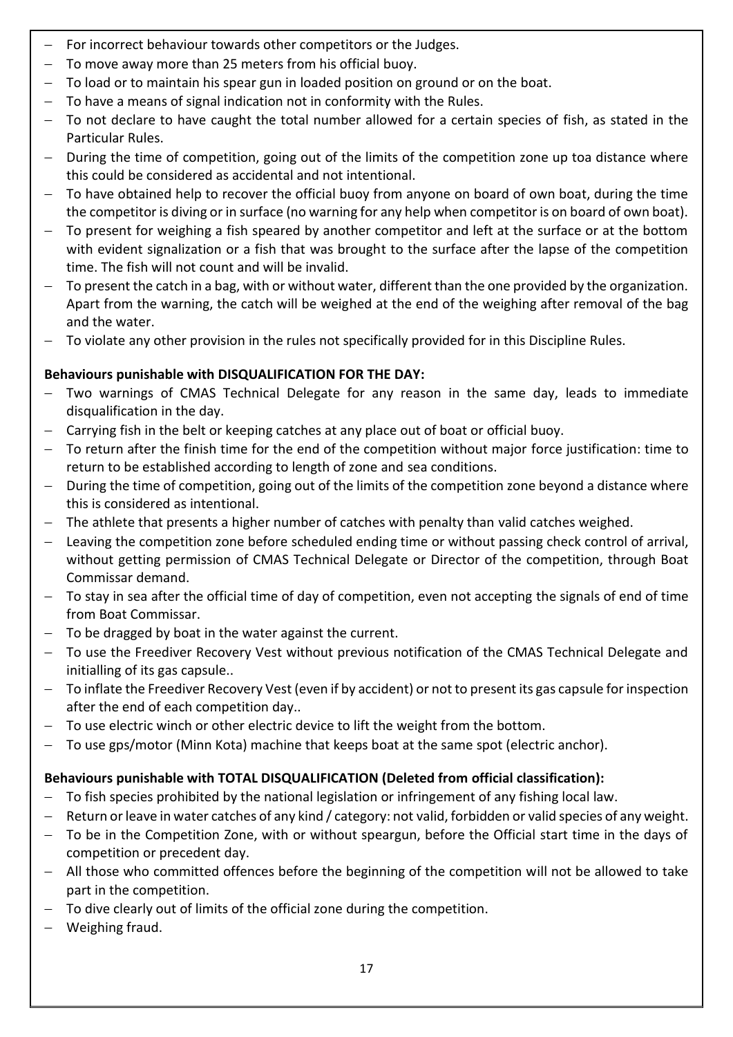- For incorrect behaviour towards other competitors or the Judges.
- To move away more than 25 meters from his official buoy.
- To load or to maintain his spear gun in loaded position on ground or on the boat.
- To have a means of signal indication not in conformity with the Rules.
- To not declare to have caught the total number allowed for a certain species of fish, as stated in the Particular Rules.
- During the time of competition, going out of the limits of the competition zone up toa distance where this could be considered as accidental and not intentional.
- To have obtained help to recover the official buoy from anyone on board of own boat, during the time the competitor is diving or in surface (no warning for any help when competitor is on board of own boat).
- To present for weighing a fish speared by another competitor and left at the surface or at the bottom with evident signalization or a fish that was brought to the surface after the lapse of the competition time. The fish will not count and will be invalid.
- To present the catch in a bag, with or without water, different than the one provided by the organization. Apart from the warning, the catch will be weighed at the end of the weighing after removal of the bag and the water.
- To violate any other provision in the rules not specifically provided for in this Discipline Rules.

**Behaviours punishable with DISQUALIFICATION FOR THE DAY:**

- Two warnings of CMAS Technical Delegate for any reason in the same day, leads to immediate disqualification in the day.
- Carrying fish in the belt or keeping catches at any place out of boat or official buoy.
- To return after the finish time for the end of the competition without major force justification: time to return to be established according to length of zone and sea conditions.
- During the time of competition, going out of the limits of the competition zone beyond a distance where this is considered as intentional.
- The athlete that presents a higher number of catches with penalty than valid catches weighed.
- Leaving the competition zone before scheduled ending time or without passing check control of arrival, without getting permission of CMAS Technical Delegate or Director of the competition, through Boat Commissar demand.
- To stay in sea after the official time of day of competition, even not accepting the signals of end of time from Boat Commissar.
- To be dragged by boat in the water against the current.
- To use the Freediver Recovery Vest without previous notification of the CMAS Technical Delegate and initialling of its gas capsule..
- To inflate the Freediver Recovery Vest (even if by accident) or not to present its gas capsule for inspection after the end of each competition day..
- To use electric winch or other electric device to lift the weight from the bottom.
- To use gps/motor (Minn Kota) machine that keeps boat at the same spot (electric anchor).

**Behaviours punishable with TOTAL DISQUALIFICATION (Deleted from official classification):**

- To fish species prohibited by the national legislation or infringement of any fishing local law.
- Return or leave in water catches of any kind / category: not valid, forbidden or valid species of any weight.
- To be in the Competition Zone, with or without speargun, before the Official start time in the days of competition or precedent day.
- All those who committed offences before the beginning of the competition will not be allowed to take part in the competition.
- To dive clearly out of limits of the official zone during the competition.
- Weighing fraud.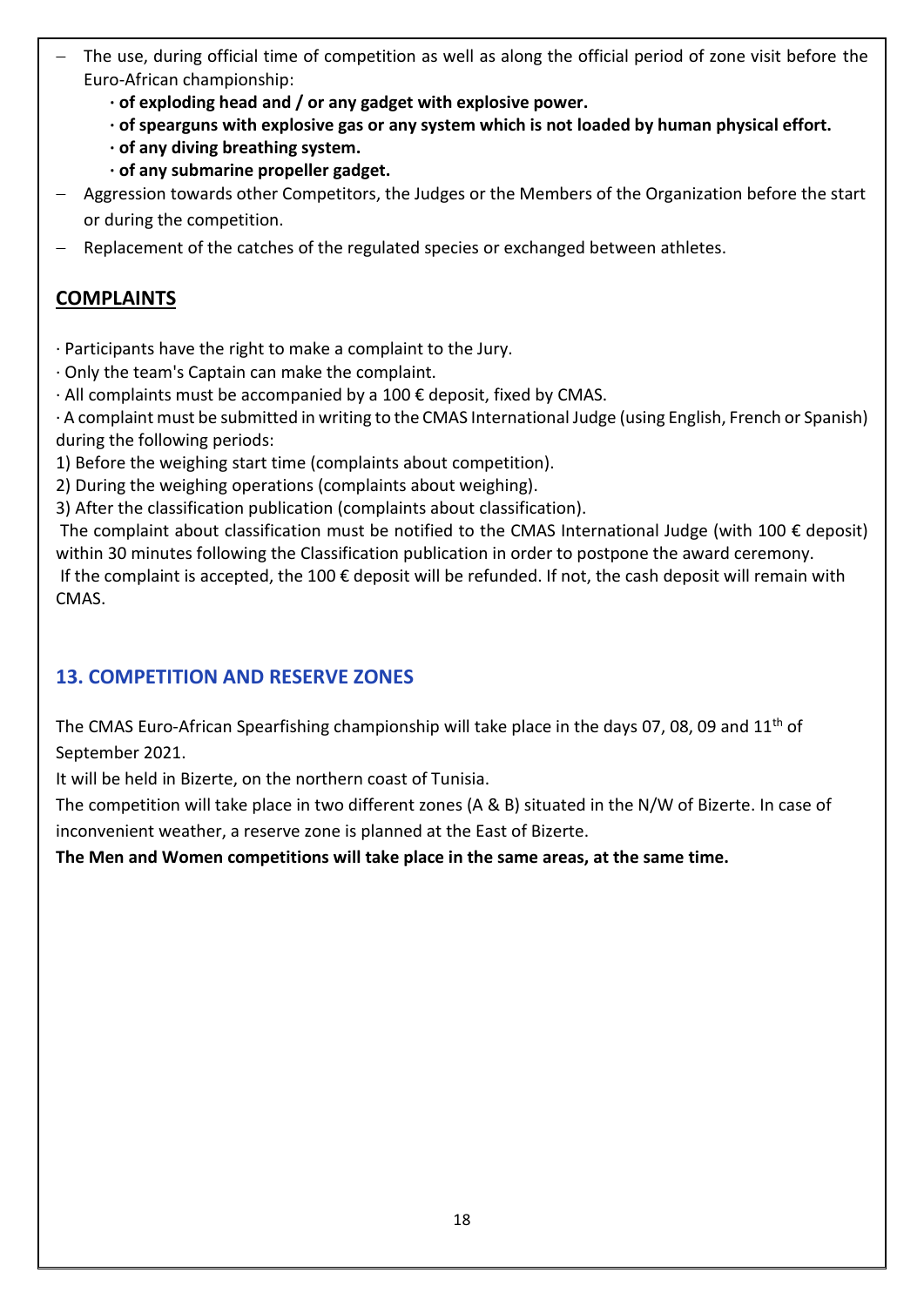- The use, during official time of competition as well as along the official period of zone visit before the Euro-African championship:
  - **· of exploding head and / or any gadget with explosive power.**
  - **· of spearguns with explosive gas or any system which is not loaded by human physical effort.**
  - **· of any diving breathing system.**
  - **· of any submarine propeller gadget.**
- Aggression towards other Competitors, the Judges or the Members of the Organization before the start or during the competition.
- Replacement of the catches of the regulated species or exchanged between athletes.

## COMPLAINTS

· Participants have the right to make a complaint to the Jury.
· Only the team's Captain can make the complaint.
· All complaints must be accompanied by a 100 € deposit, fixed by CMAS.
· A complaint must be submitted in writing to the CMAS International Judge (using English, French or Spanish) during the following periods:

1) Before the weighing start time (complaints about competition).
2) During the weighing operations (complaints about weighing).
3) After the classification publication (complaints about classification).

The complaint about classification must be notified to the CMAS International Judge (with 100 € deposit) within 30 minutes following the Classification publication in order to postpone the award ceremony.
If the complaint is accepted, the 100 € deposit will be refunded. If not, the cash deposit will remain with CMAS.

## 13. COMPETITION AND RESERVE ZONES

The CMAS Euro-African Spearfishing championship will take place in the days 07, 08, 09 and 11th of September 2021.

It will be held in Bizerte, on the northern coast of Tunisia.

The competition will take place in two different zones (A & B) situated in the N/W of Bizerte. In case of inconvenient weather, a reserve zone is planned at the East of Bizerte.

**The Men and Women competitions will take place in the same areas, at the same time.**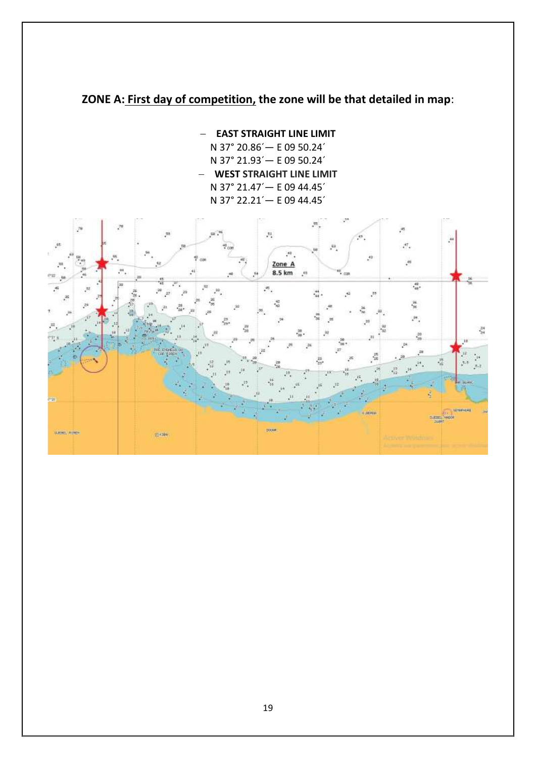**ZONE A: First day of competition, the zone will be that detailed in map**:

- **EAST STRAIGHT LINE LIMIT**

  N 37° 20.86´— E 09 50.24´

  N 37° 21.93´— E 09 50.24´

- **WEST STRAIGHT LINE LIMIT**

  N 37° 21.47´— E 09 44.45´

  N 37° 22.21´— E 09 44.45´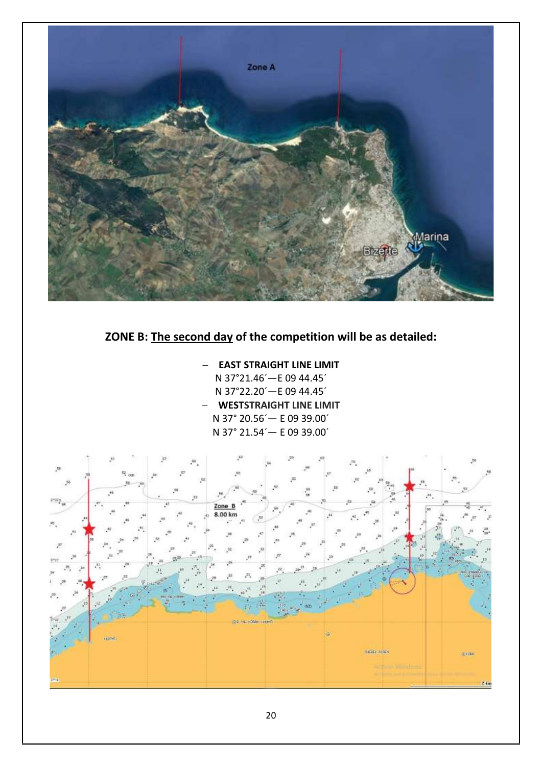## ZONE B: The second day of the competition will be as detailed:

- **EAST STRAIGHT LINE LIMIT**
  N 37°21.46´—E 09 44.45´
  N 37°22.20´—E 09 44.45´
- **WESTSTRAIGHT LINE LIMIT**
  N 37° 20.56´— E 09 39.00´
  N 37° 21.54´— E 09 39.00´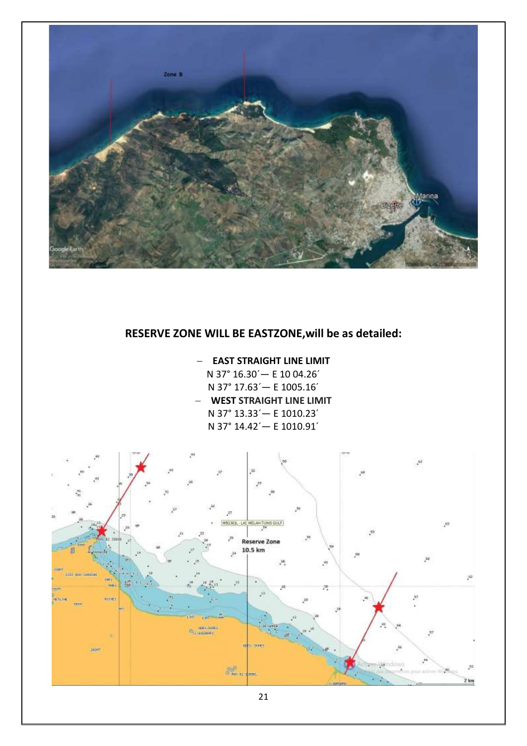## RESERVE ZONE WILL BE EASTZONE,will be as detailed:

- **EAST STRAIGHT LINE LIMIT**
  N 37° 16.30´— E 10 04.26´
  N 37° 17.63´— E 1005.16´
- **WEST STRAIGHT LINE LIMIT**
  N 37° 13.33´— E 1010.23´
  N 37° 14.42´— E 1010.91´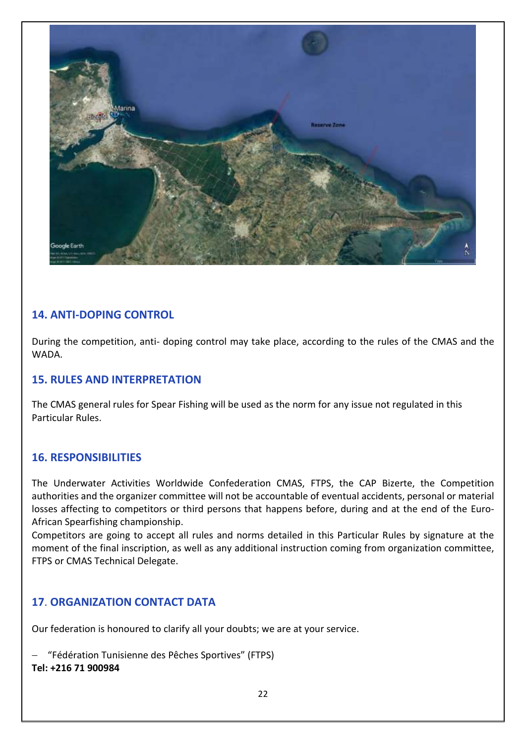## 14. ANTI-DOPING CONTROL

During the competition, anti- doping control may take place, according to the rules of the CMAS and the WADA.

## 15. RULES AND INTERPRETATION

The CMAS general rules for Spear Fishing will be used as the norm for any issue not regulated in this Particular Rules.

## 16. RESPONSIBILITIES

The Underwater Activities Worldwide Confederation CMAS, FTPS, the CAP Bizerte, the Competition authorities and the organizer committee will not be accountable of eventual accidents, personal or material losses affecting to competitors or third persons that happens before, during and at the end of the Euro-African Spearfishing championship.

Competitors are going to accept all rules and norms detailed in this Particular Rules by signature at the moment of the final inscription, as well as any additional instruction coming from organization committee, FTPS or CMAS Technical Delegate.

## 17. ORGANIZATION CONTACT DATA

Our federation is honoured to clarify all your doubts; we are at your service.

- "Fédération Tunisienne des Pêches Sportives" (FTPS)

**Tel: +216 71 900984**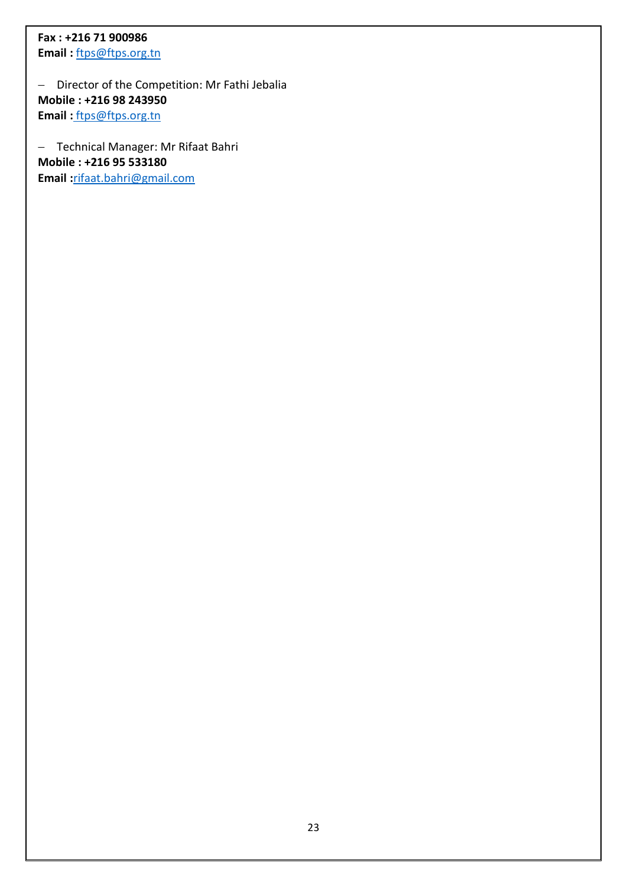**Fax : +216 71 900986**
**Email :** ftps@ftps.org.tn

- Director of the Competition: Mr Fathi Jebalia

**Mobile : +216 98 243950**
**Email :** ftps@ftps.org.tn

- Technical Manager: Mr Rifaat Bahri

**Mobile : +216 95 533180**
**Email :**rifaat.bahri@gmail.com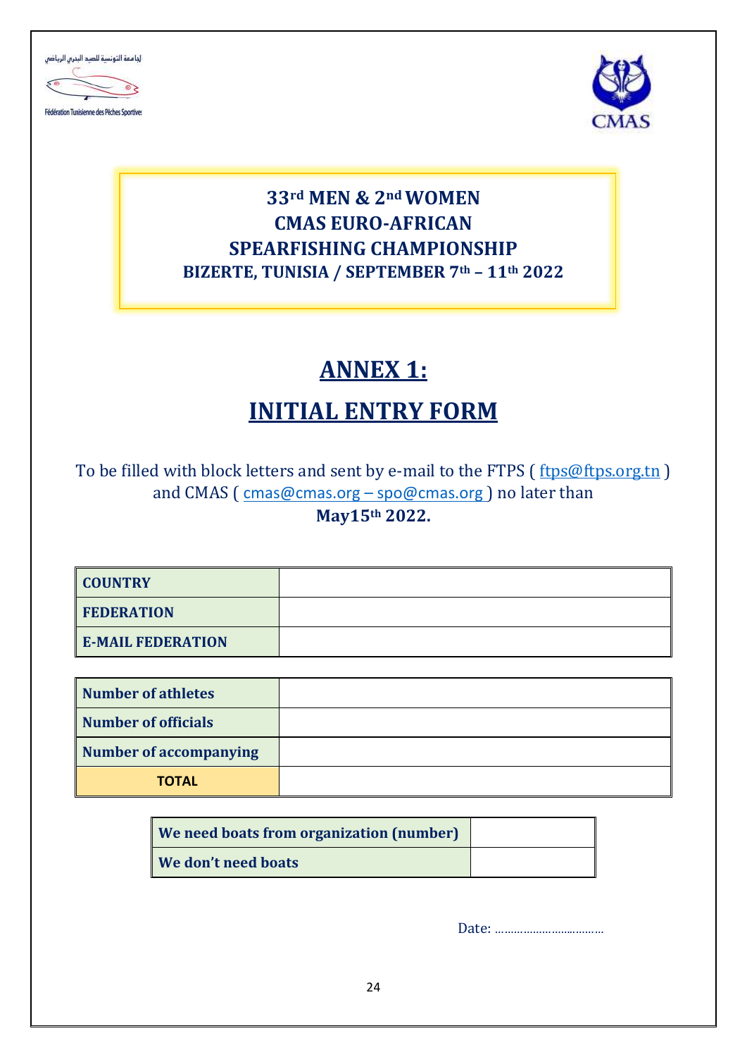الجامعة التونسية للصيد البحري الرياضي

Fédération Tunisienne des Pêches Sportives

**33rd MEN & 2nd WOMEN**
**CMAS EURO-AFRICAN**
**SPEARFISHING CHAMPIONSHIP**
**BIZERTE, TUNISIA / SEPTEMBER 7th – 11th 2022**

# ANNEX 1:

# INITIAL ENTRY FORM

To be filled with block letters and sent by e-mail to the FTPS ( ftps@ftps.org.tn ) and CMAS ( cmas@cmas.org – spo@cmas.org ) no later than **May15th 2022.**

| COUNTRY | |
|---|---|
| FEDERATION | |
| E-MAIL FEDERATION | |

| Number of athletes | |
|---|---|
| Number of officials | |
| Number of accompanying | |
| TOTAL | |

| We need boats from organization (number) | |
|---|---|
| We don't need boats | |

Date: ………………………………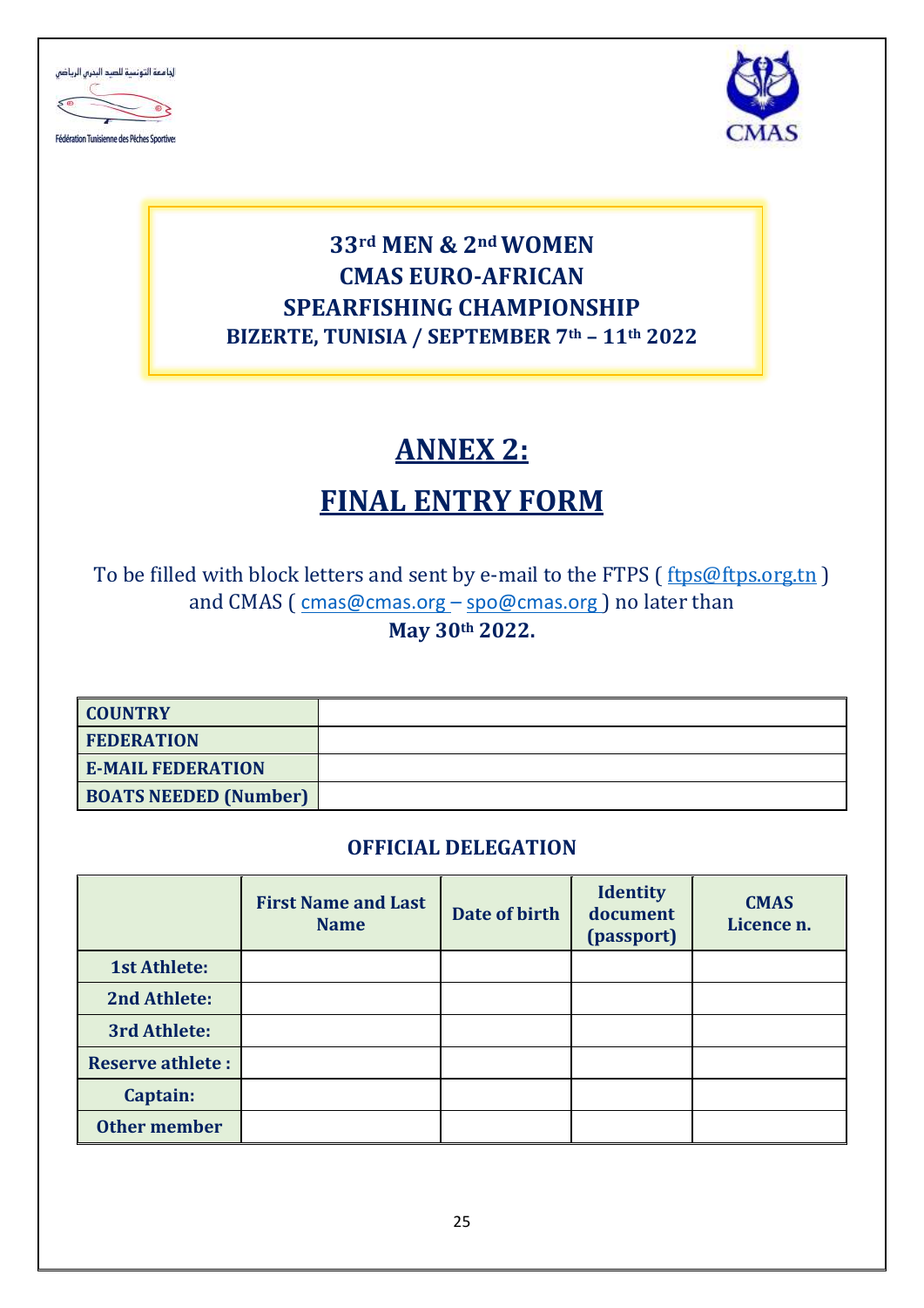الجامعة التونسية للصيد البحري الرياضي

Fédération Tunisienne des Pêches Sportives

CMAS

**33rd MEN & 2nd WOMEN**
**CMAS EURO-AFRICAN**
**SPEARFISHING CHAMPIONSHIP**
**BIZERTE, TUNISIA / SEPTEMBER 7th – 11th 2022**

# ANNEX 2:

# FINAL ENTRY FORM

To be filled with block letters and sent by e-mail to the FTPS ( ftps@ftps.org.tn ) and CMAS ( cmas@cmas.org – spo@cmas.org ) no later than **May 30th 2022.**

| | |
|---|---|
| **COUNTRY** | |
| **FEDERATION** | |
| **E-MAIL FEDERATION** | |
| **BOATS NEEDED (Number)** | |

### OFFICIAL DELEGATION

| | First Name and Last Name | Date of birth | Identity document (passport) | CMAS Licence n. |
|---|---|---|---|---|
| **1st Athlete:** | | | | |
| **2nd Athlete:** | | | | |
| **3rd Athlete:** | | | | |
| **Reserve athlete :** | | | | |
| **Captain:** | | | | |
| **Other member** | | | | |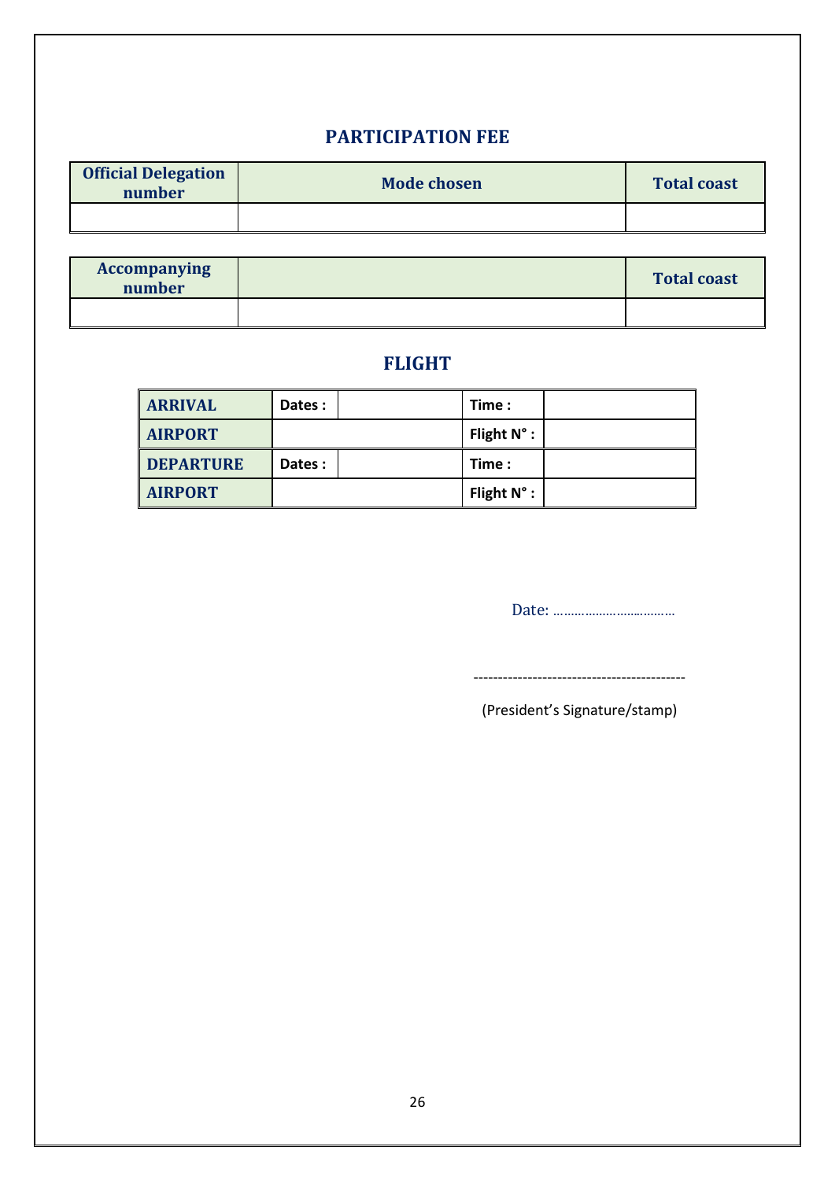## PARTICIPATION FEE

| Official Delegation number | Mode chosen | Total coast |
| --- | --- | --- |
| | | |

| Accompanying number | | Total coast |
| --- | --- | --- |
| | | |

## FLIGHT

| ARRIVAL | Dates : | | Time : | |
| --- | --- | --- | --- | --- |
| AIRPORT | | | Flight N° : | |
| DEPARTURE | Dates : | | Time : | |
| AIRPORT | | | Flight N° : | |

Date: ………………………………

------------------------------------------

(President's Signature/stamp)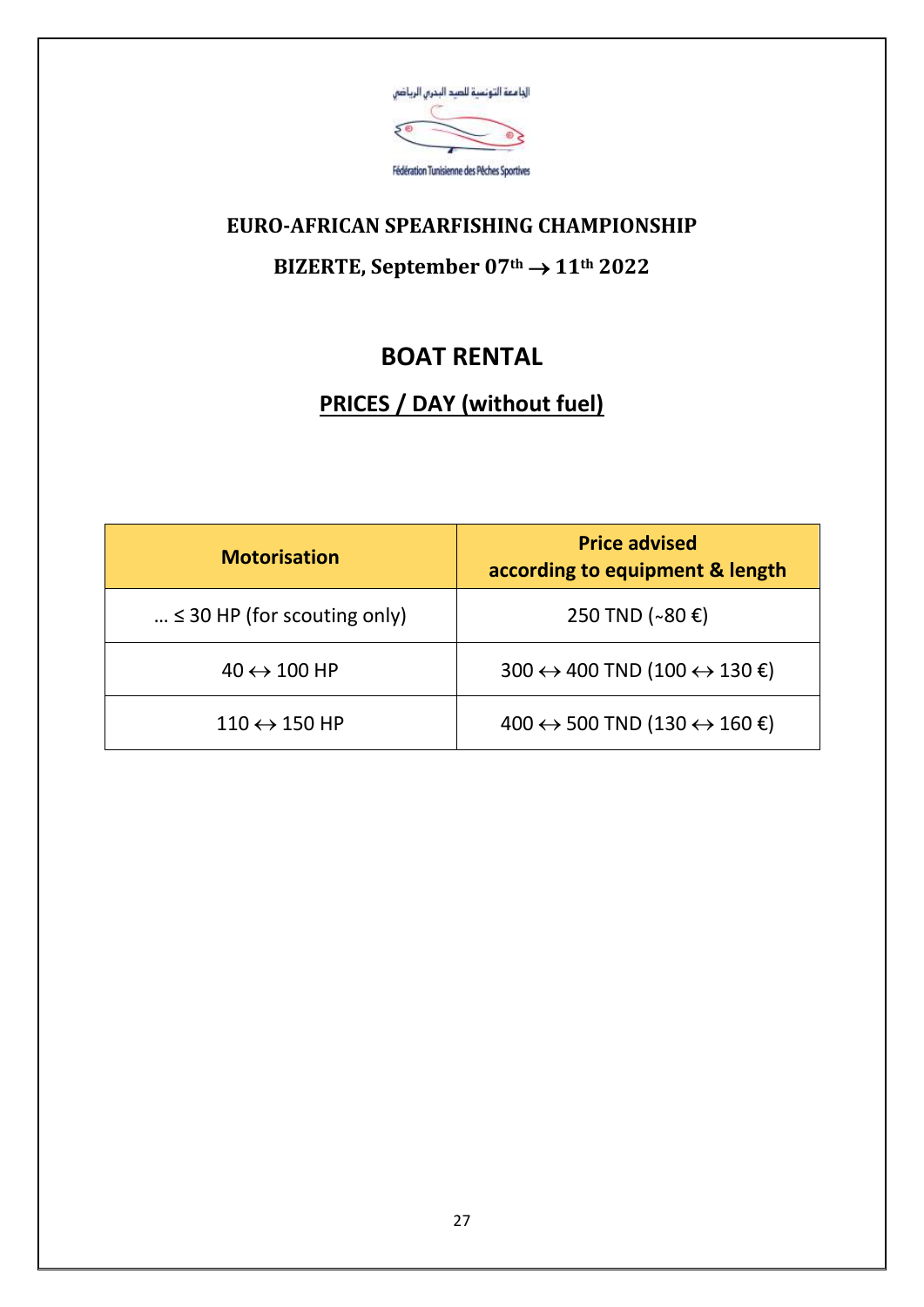الجامعة التونسية للصيد البحري الرياضي

Fédération Tunisienne des Pêches Sportives

**EURO-AFRICAN SPEARFISHING CHAMPIONSHIP**

**BIZERTE, September 07th → 11th 2022**

# BOAT RENTAL

## PRICES / DAY (without fuel)

| Motorisation | Price advised according to equipment & length |
| --- | --- |
| … ≤ 30 HP (for scouting only) | 250 TND (~80 €) |
| 40 ↔ 100 HP | 300 ↔ 400 TND (100 ↔ 130 €) |
| 110 ↔ 150 HP | 400 ↔ 500 TND (130 ↔ 160 €) |